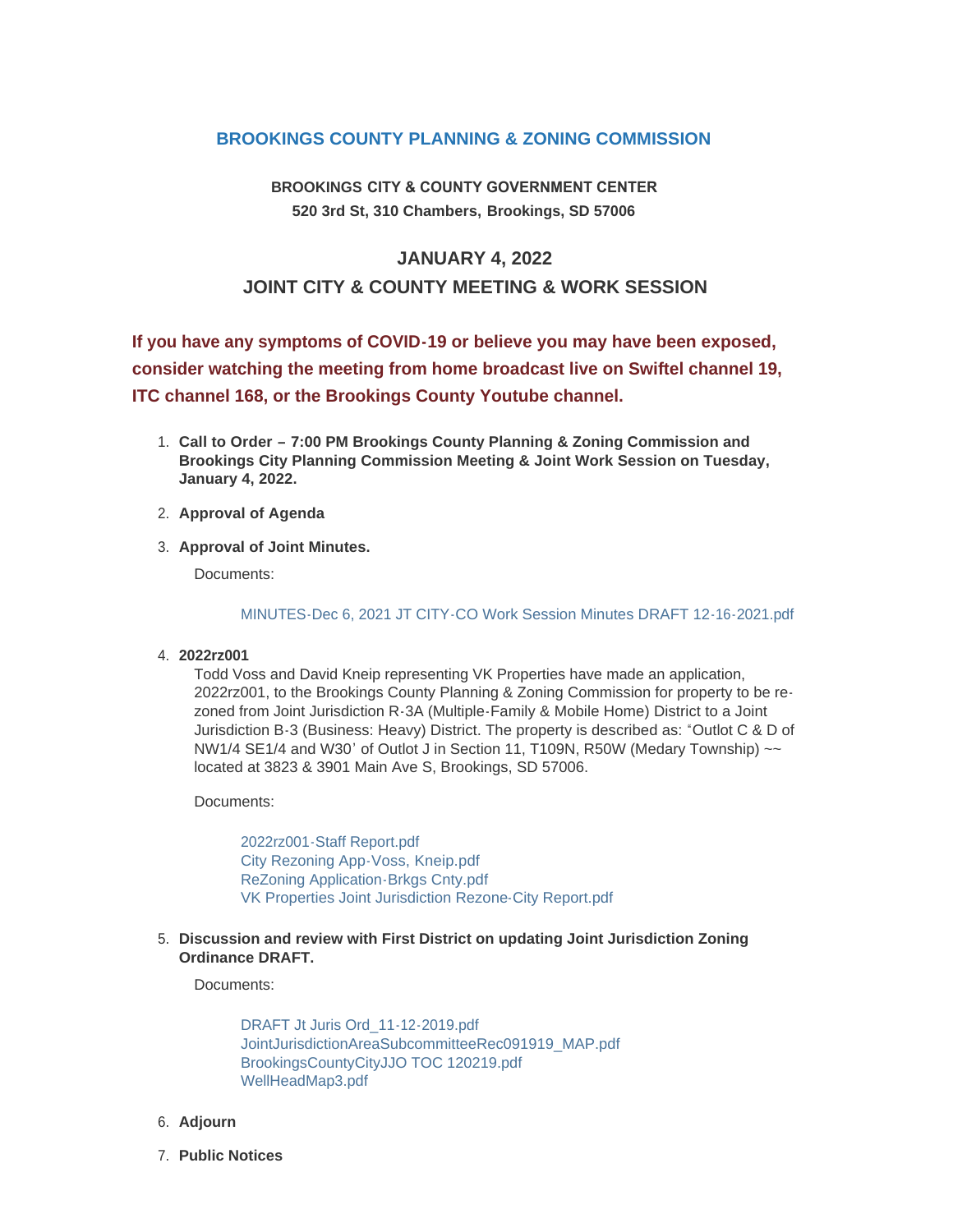# BROOKINGS COUNTY PLANNING & ZONING COMMISSION

**BROOKINGS CITY & COUNTY GOVERNMENT CENTER**
**520 3rd St, 310 Chambers, Brookings, SD 57006**

## JANUARY 4, 2022
## JOINT CITY & COUNTY MEETING & WORK SESSION

**If you have any symptoms of COVID-19 or believe you may have been exposed, consider watching the meeting from home broadcast live on Swiftel channel 19, ITC channel 168, or the Brookings County Youtube channel.**

1. **Call to Order – 7:00 PM Brookings County Planning & Zoning Commission and Brookings City Planning Commission Meeting & Joint Work Session on Tuesday, January 4, 2022.**

2. **Approval of Agenda**

3. **Approval of Joint Minutes.**

   Documents:

   MINUTES-Dec 6, 2021 JT CITY-CO Work Session Minutes DRAFT 12-16-2021.pdf

4. **2022rz001**

   Todd Voss and David Kneip representing VK Properties have made an application, 2022rz001, to the Brookings County Planning & Zoning Commission for property to be re-zoned from Joint Jurisdiction R-3A (Multiple-Family & Mobile Home) District to a Joint Jurisdiction B-3 (Business: Heavy) District. The property is described as: "Outlot C & D of NW1/4 SE1/4 and W30' of Outlot J in Section 11, T109N, R50W (Medary Township) ~~ located at 3823 & 3901 Main Ave S, Brookings, SD 57006.

   Documents:

   2022rz001-Staff Report.pdf
   City Rezoning App-Voss, Kneip.pdf
   ReZoning Application-Brkgs Cnty.pdf
   VK Properties Joint Jurisdiction Rezone-City Report.pdf

5. **Discussion and review with First District on updating Joint Jurisdiction Zoning Ordinance DRAFT.**

   Documents:

   DRAFT Jt Juris Ord_11-12-2019.pdf
   JointJurisdictionAreaSubcommitteeRec091919_MAP.pdf
   BrookingsCountyCityJJO TOC 120219.pdf
   WellHeadMap3.pdf

6. **Adjourn**

7. **Public Notices**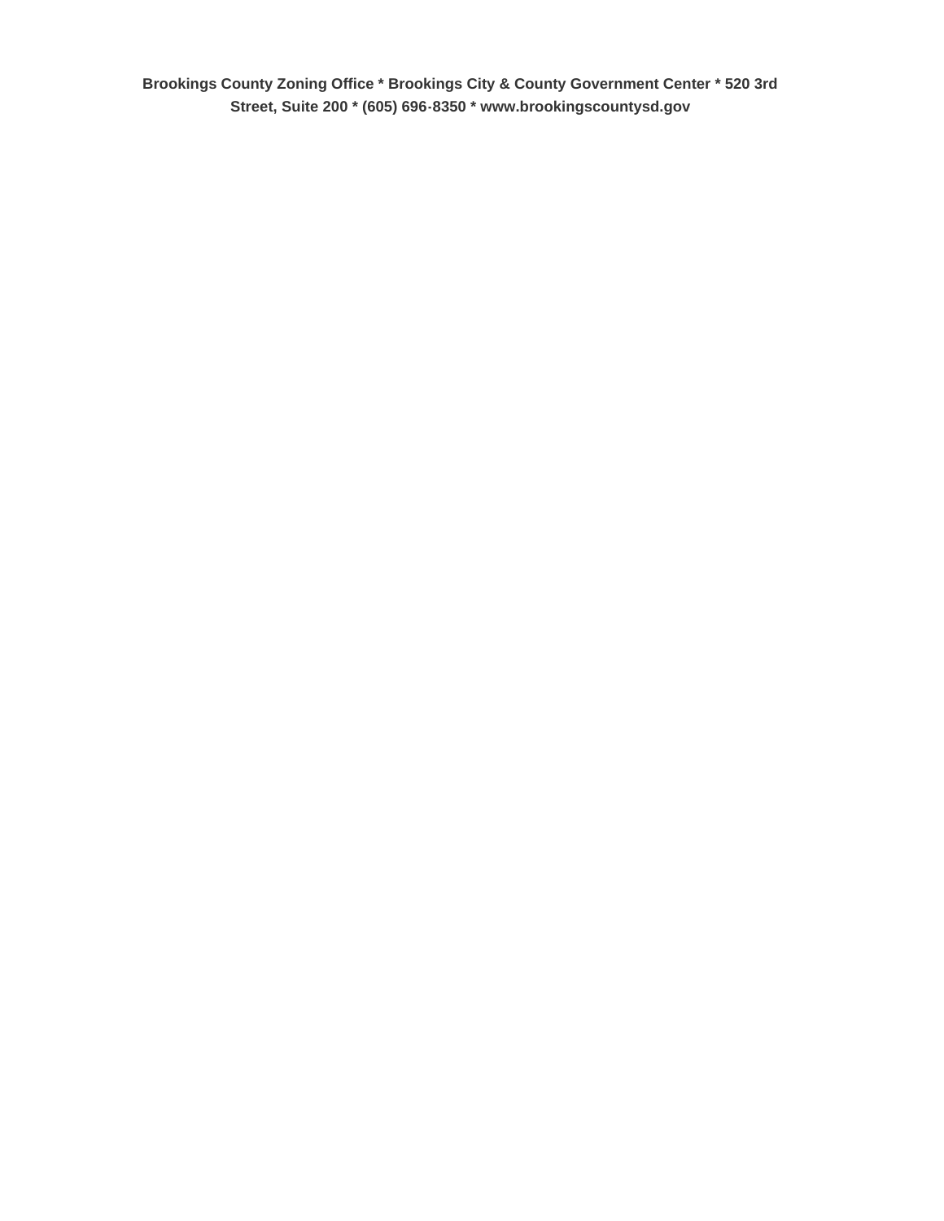**Brookings County Zoning Office * Brookings City & County Government Center * 520 3rd Street, Suite 200 * (605) 696-8350 * www.brookingscountysd.gov**